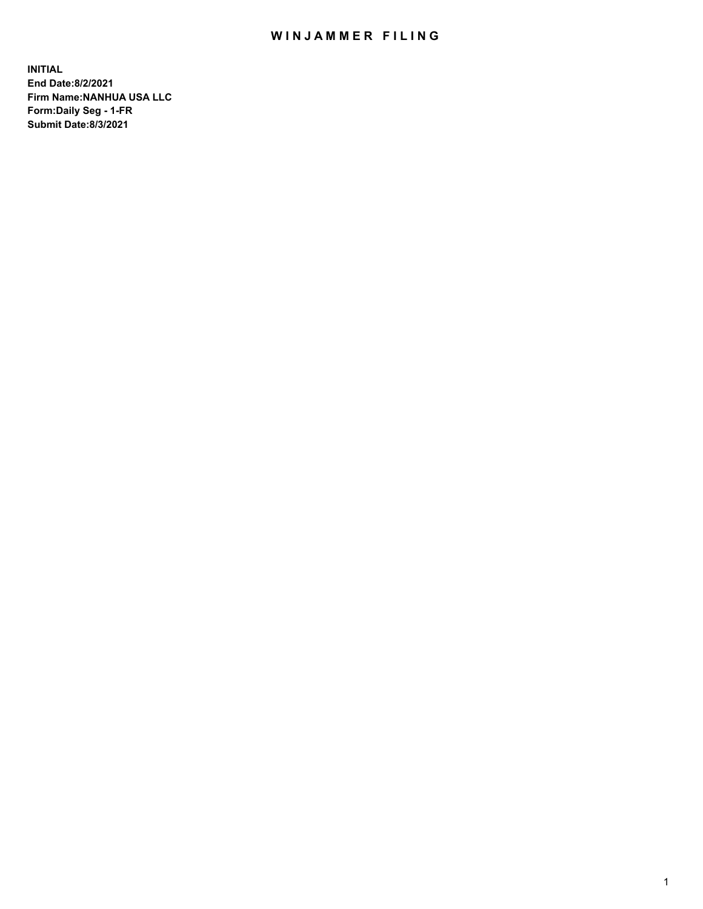# WINJAMMER FILING

**INITIAL**
**End Date:8/2/2021**
**Firm Name:NANHUA USA LLC**
**Form:Daily Seg - 1-FR**
**Submit Date:8/3/2021**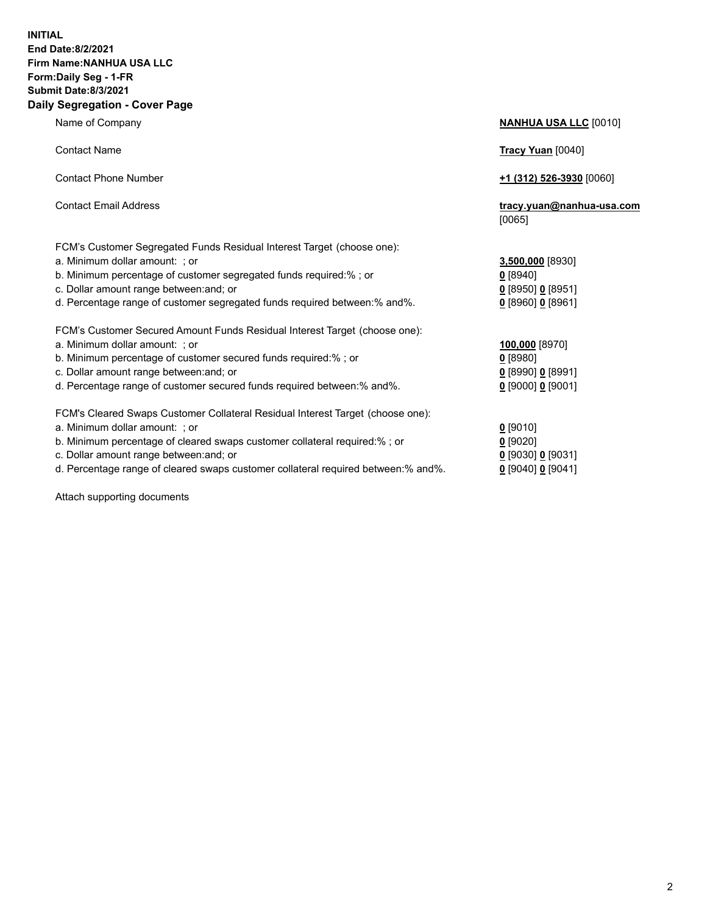**INITIAL**
**End Date:8/2/2021**
**Firm Name:NANHUA USA LLC**
**Form:Daily Seg - 1-FR**
**Submit Date:8/3/2021**

## Daily Segregation - Cover Page

| | |
|---|---|
| Name of Company | **NANHUA USA LLC** [0010] |
| Contact Name | **Tracy Yuan** [0040] |
| Contact Phone Number | **+1 (312) 526-3930** [0060] |
| Contact Email Address | **tracy.yuan@nanhua-usa.com** [0065] |
| FCM's Customer Segregated Funds Residual Interest Target (choose one): | |
| a. Minimum dollar amount: ; or | **3,500,000** [8930] |
| b. Minimum percentage of customer segregated funds required:% ; or | **0** [8940] |
| c. Dollar amount range between:and; or | **0** [8950] **0** [8951] |
| d. Percentage range of customer segregated funds required between:% and%. | **0** [8960] **0** [8961] |
| FCM's Customer Secured Amount Funds Residual Interest Target (choose one): | |
| a. Minimum dollar amount: ; or | **100,000** [8970] |
| b. Minimum percentage of customer secured funds required:% ; or | **0** [8980] |
| c. Dollar amount range between:and; or | **0** [8990] **0** [8991] |
| d. Percentage range of customer secured funds required between:% and%. | **0** [9000] **0** [9001] |
| FCM's Cleared Swaps Customer Collateral Residual Interest Target (choose one): | |
| a. Minimum dollar amount: ; or | **0** [9010] |
| b. Minimum percentage of cleared swaps customer collateral required:% ; or | **0** [9020] |
| c. Dollar amount range between:and; or | **0** [9030] **0** [9031] |
| d. Percentage range of cleared swaps customer collateral required between:% and%. | **0** [9040] **0** [9041] |

Attach supporting documents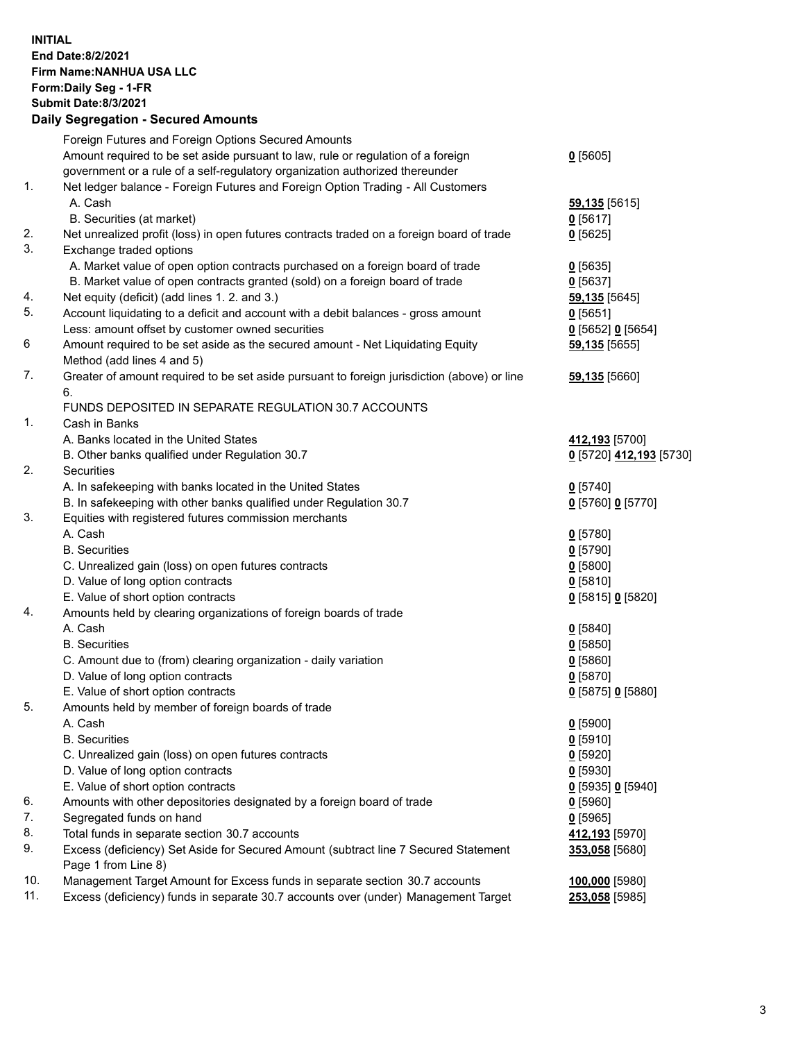**INITIAL**
**End Date:8/2/2021**
**Firm Name:NANHUA USA LLC**
**Form:Daily Seg - 1-FR**
**Submit Date:8/3/2021**

## Daily Segregation - Secured Amounts

| | | |
|---|---|---|
| | Foreign Futures and Foreign Options Secured Amounts | |
| | Amount required to be set aside pursuant to law, rule or regulation of a foreign government or a rule of a self-regulatory organization authorized thereunder | **0** [5605] |
| 1. | Net ledger balance - Foreign Futures and Foreign Option Trading - All Customers | |
| | A. Cash | **59,135** [5615] |
| | B. Securities (at market) | **0** [5617] |
| 2. | Net unrealized profit (loss) in open futures contracts traded on a foreign board of trade | **0** [5625] |
| 3. | Exchange traded options | |
| | A. Market value of open option contracts purchased on a foreign board of trade | **0** [5635] |
| | B. Market value of open contracts granted (sold) on a foreign board of trade | **0** [5637] |
| 4. | Net equity (deficit) (add lines 1. 2. and 3.) | **59,135** [5645] |
| 5. | Account liquidating to a deficit and account with a debit balances - gross amount | **0** [5651] |
| | Less: amount offset by customer owned securities | **0** [5652] **0** [5654] |
| 6 | Amount required to be set aside as the secured amount - Net Liquidating Equity Method (add lines 4 and 5) | **59,135** [5655] |
| 7. | Greater of amount required to be set aside pursuant to foreign jurisdiction (above) or line 6. | **59,135** [5660] |
| | FUNDS DEPOSITED IN SEPARATE REGULATION 30.7 ACCOUNTS | |
| 1. | Cash in Banks | |
| | A. Banks located in the United States | **412,193** [5700] |
| | B. Other banks qualified under Regulation 30.7 | **0** [5720] **412,193** [5730] |
| 2. | Securities | |
| | A. In safekeeping with banks located in the United States | **0** [5740] |
| | B. In safekeeping with other banks qualified under Regulation 30.7 | **0** [5760] **0** [5770] |
| 3. | Equities with registered futures commission merchants | |
| | A. Cash | **0** [5780] |
| | B. Securities | **0** [5790] |
| | C. Unrealized gain (loss) on open futures contracts | **0** [5800] |
| | D. Value of long option contracts | **0** [5810] |
| | E. Value of short option contracts | **0** [5815] **0** [5820] |
| 4. | Amounts held by clearing organizations of foreign boards of trade | |
| | A. Cash | **0** [5840] |
| | B. Securities | **0** [5850] |
| | C. Amount due to (from) clearing organization - daily variation | **0** [5860] |
| | D. Value of long option contracts | **0** [5870] |
| | E. Value of short option contracts | **0** [5875] **0** [5880] |
| 5. | Amounts held by member of foreign boards of trade | |
| | A. Cash | **0** [5900] |
| | B. Securities | **0** [5910] |
| | C. Unrealized gain (loss) on open futures contracts | **0** [5920] |
| | D. Value of long option contracts | **0** [5930] |
| | E. Value of short option contracts | **0** [5935] **0** [5940] |
| 6. | Amounts with other depositories designated by a foreign board of trade | **0** [5960] |
| 7. | Segregated funds on hand | **0** [5965] |
| 8. | Total funds in separate section 30.7 accounts | **412,193** [5970] |
| 9. | Excess (deficiency) Set Aside for Secured Amount (subtract line 7 Secured Statement Page 1 from Line 8) | **353,058** [5680] |
| 10. | Management Target Amount for Excess funds in separate section 30.7 accounts | **100,000** [5980] |
| 11. | Excess (deficiency) funds in separate 30.7 accounts over (under) Management Target | **253,058** [5985] |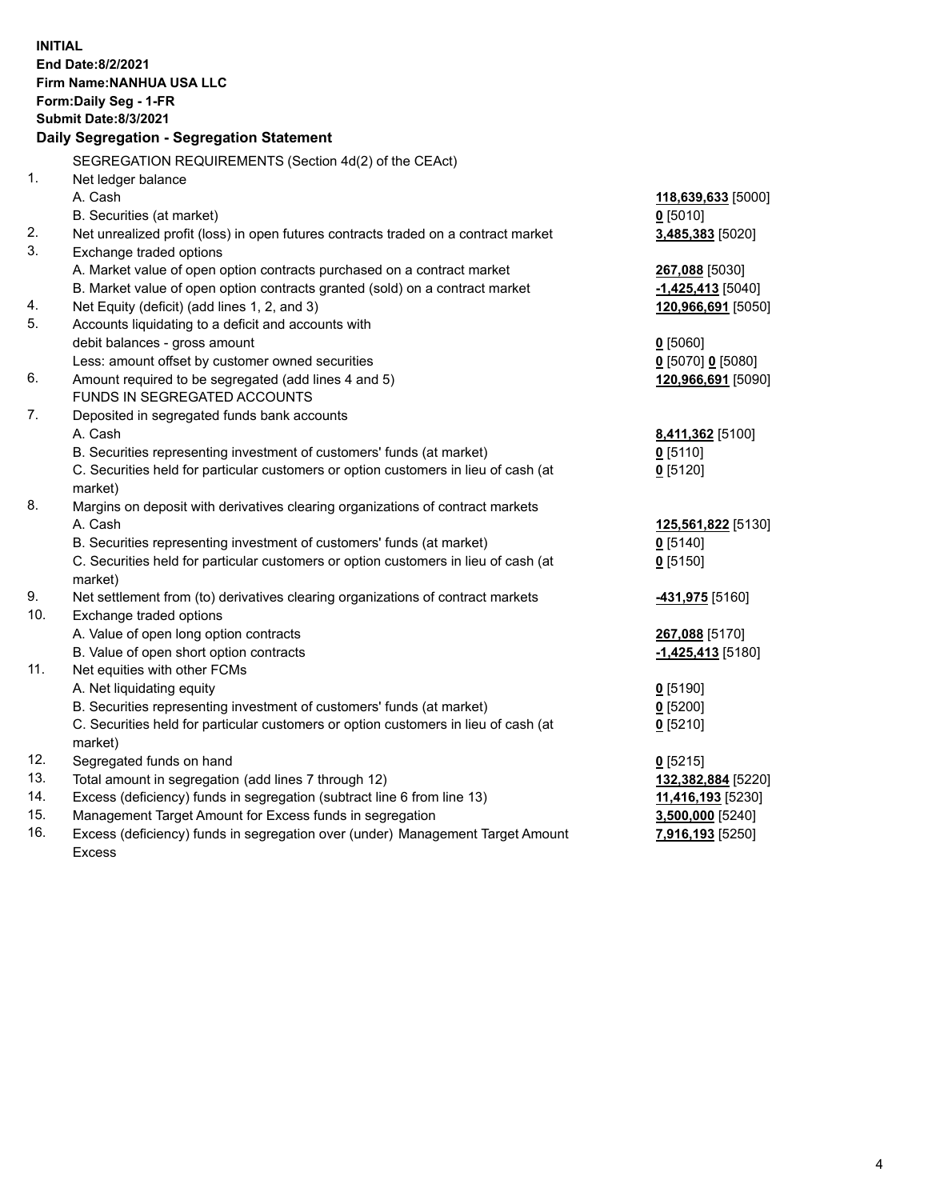**INITIAL**
**End Date:8/2/2021**
**Firm Name:NANHUA USA LLC**
**Form:Daily Seg - 1-FR**
**Submit Date:8/3/2021**

## Daily Segregation - Segregation Statement

| | | |
|---|---|---|
| | SEGREGATION REQUIREMENTS (Section 4d(2) of the CEAct) | |
| 1. | Net ledger balance | |
| | A. Cash | **118,639,633** [5000] |
| | B. Securities (at market) | **0** [5010] |
| 2. | Net unrealized profit (loss) in open futures contracts traded on a contract market | **3,485,383** [5020] |
| 3. | Exchange traded options | |
| | A. Market value of open option contracts purchased on a contract market | **267,088** [5030] |
| | B. Market value of open option contracts granted (sold) on a contract market | **-1,425,413** [5040] |
| 4. | Net Equity (deficit) (add lines 1, 2, and 3) | **120,966,691** [5050] |
| 5. | Accounts liquidating to a deficit and accounts with | |
| | debit balances - gross amount | **0** [5060] |
| | Less: amount offset by customer owned securities | **0** [5070] **0** [5080] |
| 6. | Amount required to be segregated (add lines 4 and 5) | **120,966,691** [5090] |
| | FUNDS IN SEGREGATED ACCOUNTS | |
| 7. | Deposited in segregated funds bank accounts | |
| | A. Cash | **8,411,362** [5100] |
| | B. Securities representing investment of customers' funds (at market) | **0** [5110] |
| | C. Securities held for particular customers or option customers in lieu of cash (at market) | **0** [5120] |
| 8. | Margins on deposit with derivatives clearing organizations of contract markets | |
| | A. Cash | **125,561,822** [5130] |
| | B. Securities representing investment of customers' funds (at market) | **0** [5140] |
| | C. Securities held for particular customers or option customers in lieu of cash (at market) | **0** [5150] |
| 9. | Net settlement from (to) derivatives clearing organizations of contract markets | **-431,975** [5160] |
| 10. | Exchange traded options | |
| | A. Value of open long option contracts | **267,088** [5170] |
| | B. Value of open short option contracts | **-1,425,413** [5180] |
| 11. | Net equities with other FCMs | |
| | A. Net liquidating equity | **0** [5190] |
| | B. Securities representing investment of customers' funds (at market) | **0** [5200] |
| | C. Securities held for particular customers or option customers in lieu of cash (at market) | **0** [5210] |
| 12. | Segregated funds on hand | **0** [5215] |
| 13. | Total amount in segregation (add lines 7 through 12) | **132,382,884** [5220] |
| 14. | Excess (deficiency) funds in segregation (subtract line 6 from line 13) | **11,416,193** [5230] |
| 15. | Management Target Amount for Excess funds in segregation | **3,500,000** [5240] |
| 16. | Excess (deficiency) funds in segregation over (under) Management Target Amount Excess | **7,916,193** [5250] |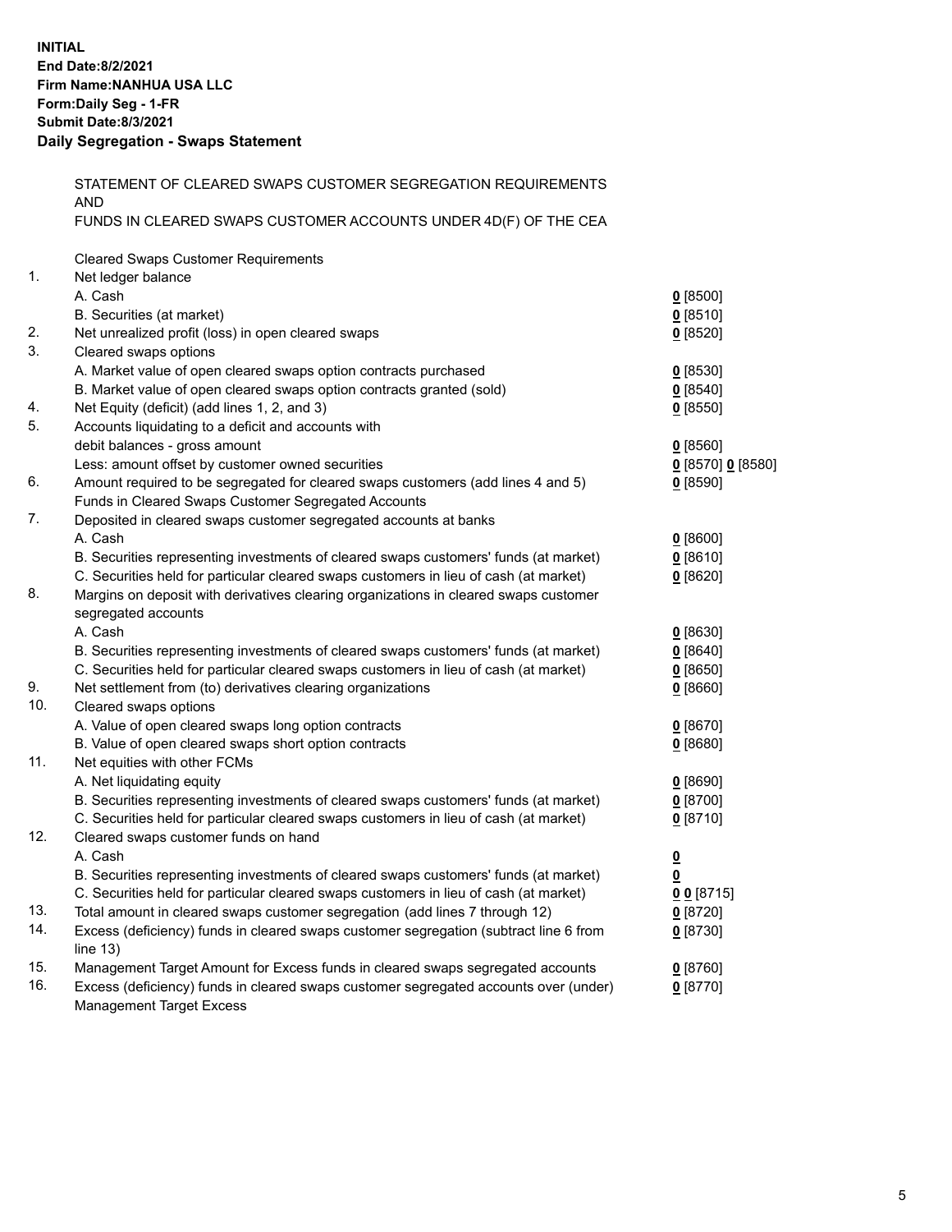**INITIAL**
**End Date:8/2/2021**
**Firm Name:NANHUA USA LLC**
**Form:Daily Seg - 1-FR**
**Submit Date:8/3/2021**
**Daily Segregation - Swaps Statement**

STATEMENT OF CLEARED SWAPS CUSTOMER SEGREGATION REQUIREMENTS AND
FUNDS IN CLEARED SWAPS CUSTOMER ACCOUNTS UNDER 4D(F) OF THE CEA

| | | |
|---|---|---|
| | Cleared Swaps Customer Requirements | |
| 1. | Net ledger balance | |
| | A. Cash | 0 [8500] |
| | B. Securities (at market) | 0 [8510] |
| 2. | Net unrealized profit (loss) in open cleared swaps | 0 [8520] |
| 3. | Cleared swaps options | |
| | A. Market value of open cleared swaps option contracts purchased | 0 [8530] |
| | B. Market value of open cleared swaps option contracts granted (sold) | 0 [8540] |
| 4. | Net Equity (deficit) (add lines 1, 2, and 3) | 0 [8550] |
| 5. | Accounts liquidating to a deficit and accounts with debit balances - gross amount | 0 [8560] |
| | Less: amount offset by customer owned securities | 0 [8570] 0 [8580] |
| 6. | Amount required to be segregated for cleared swaps customers (add lines 4 and 5) | 0 [8590] |
| | Funds in Cleared Swaps Customer Segregated Accounts | |
| 7. | Deposited in cleared swaps customer segregated accounts at banks | |
| | A. Cash | 0 [8600] |
| | B. Securities representing investments of cleared swaps customers' funds (at market) | 0 [8610] |
| | C. Securities held for particular cleared swaps customers in lieu of cash (at market) | 0 [8620] |
| 8. | Margins on deposit with derivatives clearing organizations in cleared swaps customer segregated accounts | |
| | A. Cash | 0 [8630] |
| | B. Securities representing investments of cleared swaps customers' funds (at market) | 0 [8640] |
| | C. Securities held for particular cleared swaps customers in lieu of cash (at market) | 0 [8650] |
| 9. | Net settlement from (to) derivatives clearing organizations | 0 [8660] |
| 10. | Cleared swaps options | |
| | A. Value of open cleared swaps long option contracts | 0 [8670] |
| | B. Value of open cleared swaps short option contracts | 0 [8680] |
| 11. | Net equities with other FCMs | |
| | A. Net liquidating equity | 0 [8690] |
| | B. Securities representing investments of cleared swaps customers' funds (at market) | 0 [8700] |
| | C. Securities held for particular cleared swaps customers in lieu of cash (at market) | 0 [8710] |
| 12. | Cleared swaps customer funds on hand | |
| | A. Cash | 0 |
| | B. Securities representing investments of cleared swaps customers' funds (at market) | 0 |
| | C. Securities held for particular cleared swaps customers in lieu of cash (at market) | 0 0 [8715] |
| 13. | Total amount in cleared swaps customer segregation (add lines 7 through 12) | 0 [8720] |
| 14. | Excess (deficiency) funds in cleared swaps customer segregation (subtract line 6 from line 13) | 0 [8730] |
| 15. | Management Target Amount for Excess funds in cleared swaps segregated accounts | 0 [8760] |
| 16. | Excess (deficiency) funds in cleared swaps customer segregated accounts over (under) Management Target Excess | 0 [8770] |